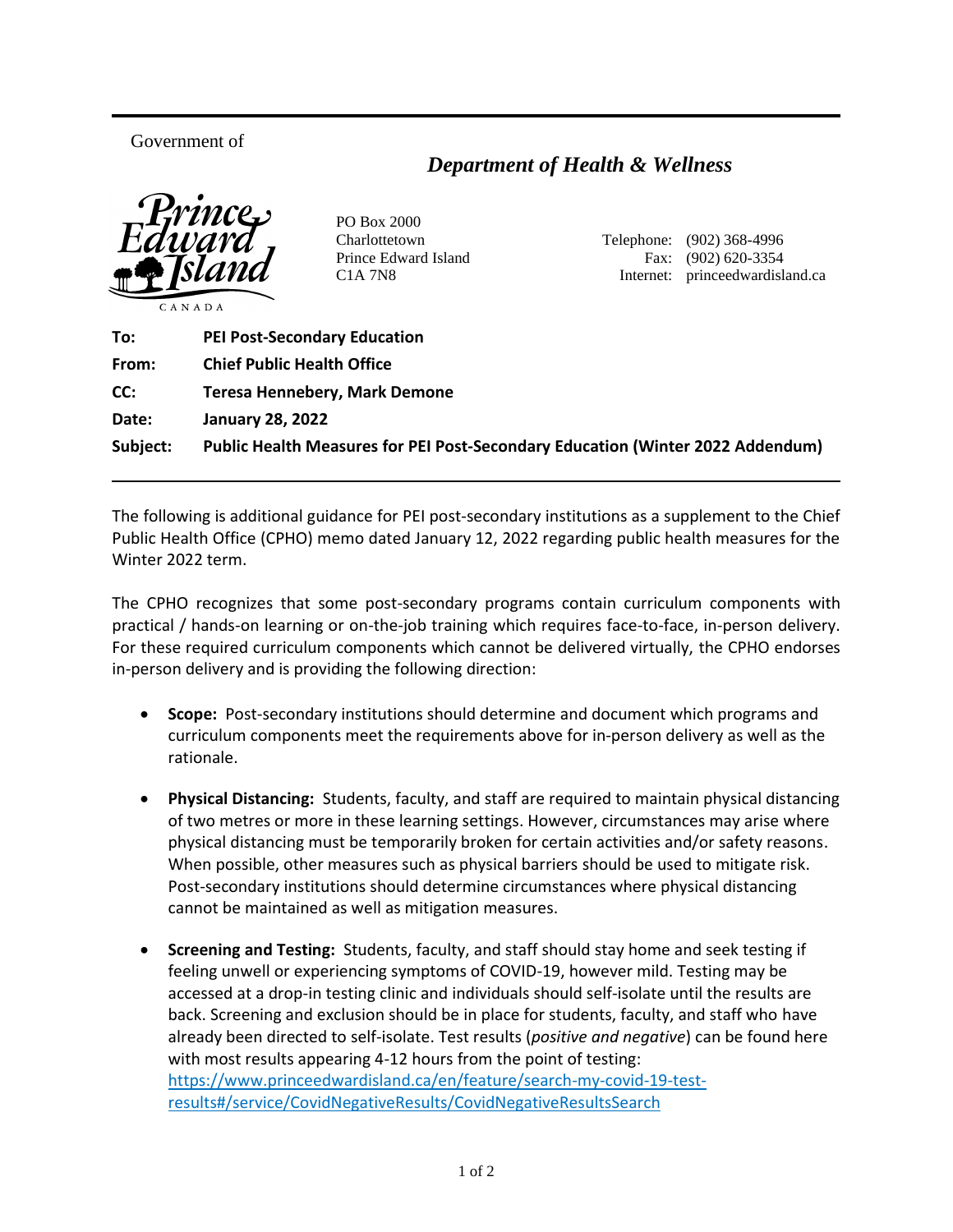Government of

*Department of Health & Wellness*

PO Box 2000
Charlottetown
Prince Edward Island
C1A 7N8

Telephone: (902) 368-4996
Fax: (902) 620-3354
Internet: princeedwardisland.ca

|  |  |
|---|---|
| **To:** | **PEI Post-Secondary Education** |
| **From:** | **Chief Public Health Office** |
| **CC:** | **Teresa Hennebery, Mark Demone** |
| **Date:** | **January 28, 2022** |
| **Subject:** | **Public Health Measures for PEI Post-Secondary Education (Winter 2022 Addendum)** |

The following is additional guidance for PEI post-secondary institutions as a supplement to the Chief Public Health Office (CPHO) memo dated January 12, 2022 regarding public health measures for the Winter 2022 term.

The CPHO recognizes that some post-secondary programs contain curriculum components with practical / hands-on learning or on-the-job training which requires face-to-face, in-person delivery. For these required curriculum components which cannot be delivered virtually, the CPHO endorses in-person delivery and is providing the following direction:

- **Scope:** Post-secondary institutions should determine and document which programs and curriculum components meet the requirements above for in-person delivery as well as the rationale.
- **Physical Distancing:** Students, faculty, and staff are required to maintain physical distancing of two metres or more in these learning settings. However, circumstances may arise where physical distancing must be temporarily broken for certain activities and/or safety reasons. When possible, other measures such as physical barriers should be used to mitigate risk. Post-secondary institutions should determine circumstances where physical distancing cannot be maintained as well as mitigation measures.
- **Screening and Testing:** Students, faculty, and staff should stay home and seek testing if feeling unwell or experiencing symptoms of COVID-19, however mild. Testing may be accessed at a drop-in testing clinic and individuals should self-isolate until the results are back. Screening and exclusion should be in place for students, faculty, and staff who have already been directed to self-isolate. Test results (*positive and negative*) can be found here with most results appearing 4-12 hours from the point of testing: https://www.princeedwardisland.ca/en/feature/search-my-covid-19-test-results#/service/CovidNegativeResults/CovidNegativeResultsSearch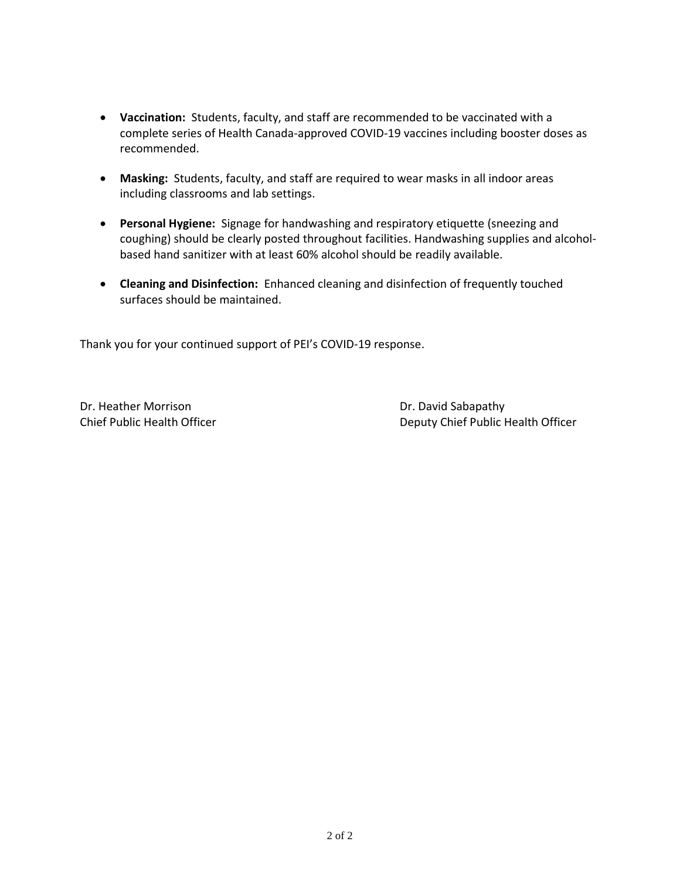- **Vaccination:** Students, faculty, and staff are recommended to be vaccinated with a complete series of Health Canada-approved COVID-19 vaccines including booster doses as recommended.

- **Masking:** Students, faculty, and staff are required to wear masks in all indoor areas including classrooms and lab settings.

- **Personal Hygiene:** Signage for handwashing and respiratory etiquette (sneezing and coughing) should be clearly posted throughout facilities. Handwashing supplies and alcohol-based hand sanitizer with at least 60% alcohol should be readily available.

- **Cleaning and Disinfection:** Enhanced cleaning and disinfection of frequently touched surfaces should be maintained.

Thank you for your continued support of PEI's COVID-19 response.

Dr. Heather Morrison
Chief Public Health Officer

Dr. David Sabapathy
Deputy Chief Public Health Officer